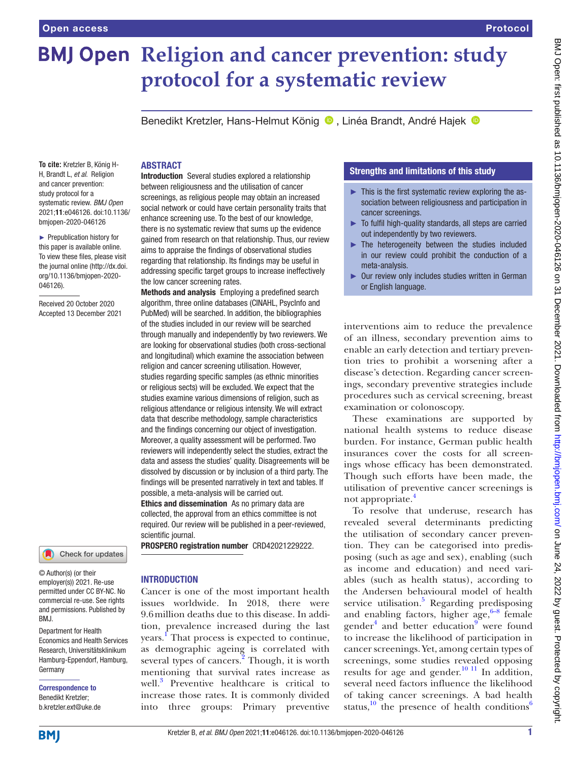Open access

Protocol

# Religion and cancer prevention: study protocol for a systematic review

Benedikt Kretzler, Hans-Helmut König, Linéa Brandt, André Hajek

**To cite:** Kretzler B, König H-H, Brandt L, *et al*. Religion and cancer prevention: study protocol for a systematic review. *BMJ Open* 2021;**11**:e046126. doi:10.1136/bmjopen-2020-046126

► Prepublication history for this paper is available online. To view these files, please visit the journal online (http://dx.doi.org/10.1136/bmjopen-2020-046126).

Received 20 October 2020
Accepted 13 December 2021

© Author(s) (or their employer(s)) 2021. Re-use permitted under CC BY-NC. No commercial re-use. See rights and permissions. Published by BMJ.

Department for Health Economics and Health Services Research, Universitätsklinikum Hamburg-Eppendorf, Hamburg, Germany

**Correspondence to**
Benedikt Kretzler;
b.kretzler.ext@uke.de

## ABSTRACT

**Introduction** Several studies explored a relationship between religiousness and the utilisation of cancer screenings, as religious people may obtain an increased social network or could have certain personality traits that enhance screening use. To the best of our knowledge, there is no systematic review that sums up the evidence gained from research on that relationship. Thus, our review aims to appraise the findings of observational studies regarding that relationship. Its findings may be useful in addressing specific target groups to increase ineffectively the low cancer screening rates.

**Methods and analysis** Employing a predefined search algorithm, three online databases (CINAHL, PsycInfo and PubMed) will be searched. In addition, the bibliographies of the studies included in our review will be searched through manually and independently by two reviewers. We are looking for observational studies (both cross-sectional and longitudinal) which examine the association between religion and cancer screening utilisation. However, studies regarding specific samples (as ethnic minorities or religious sects) will be excluded. We expect that the studies examine various dimensions of religion, such as religious attendance or religious intensity. We will extract data that describe methodology, sample characteristics and the findings concerning our object of investigation. Moreover, a quality assessment will be performed. Two reviewers will independently select the studies, extract the data and assess the studies' quality. Disagreements will be dissolved by discussion or by inclusion of a third party. The findings will be presented narratively in text and tables. If possible, a meta-analysis will be carried out.

**Ethics and dissemination** As no primary data are collected, the approval from an ethics committee is not required. Our review will be published in a peer-reviewed, scientific journal.

**PROSPERO registration number** CRD42021229222.

### Strengths and limitations of this study

- ► This is the first systematic review exploring the association between religiousness and participation in cancer screenings.
- ► To fulfil high-quality standards, all steps are carried out independently by two reviewers.
- ► The heterogeneity between the studies included in our review could prohibit the conduction of a meta-analysis.
- ► Our review only includes studies written in German or English language.

## INTRODUCTION

Cancer is one of the most important health issues worldwide. In 2018, there were 9.6 million deaths due to this disease. In addition, prevalence increased during the last years.[1] That process is expected to continue, as demographic ageing is correlated with several types of cancers.[2] Though, it is worth mentioning that survival rates increase as well.[3] Preventive healthcare is critical to increase those rates. It is commonly divided into three groups: Primary preventive interventions aim to reduce the prevalence of an illness, secondary prevention aims to enable an early detection and tertiary prevention tries to prohibit a worsening after a disease's detection. Regarding cancer screenings, secondary preventive strategies include procedures such as cervical screening, breast examination or colonoscopy.

These examinations are supported by national health systems to reduce disease burden. For instance, German public health insurances cover the costs for all screenings whose efficacy has been demonstrated. Though such efforts have been made, the utilisation of preventive cancer screenings is not appropriate.[4]

To resolve that underuse, research has revealed several determinants predicting the utilisation of secondary cancer prevention. They can be categorised into predisposing (such as age and sex), enabling (such as income and education) and need variables (such as health status), according to the Andersen behavioural model of health service utilisation.[5] Regarding predisposing and enabling factors, higher age,[6–8] female gender[4] and better education[9] were found to increase the likelihood of participation in cancer screenings. Yet, among certain types of screenings, some studies revealed opposing results for age and gender.[10 11] In addition, several need factors influence the likelihood of taking cancer screenings. A bad health status,[10] the presence of health conditions[6]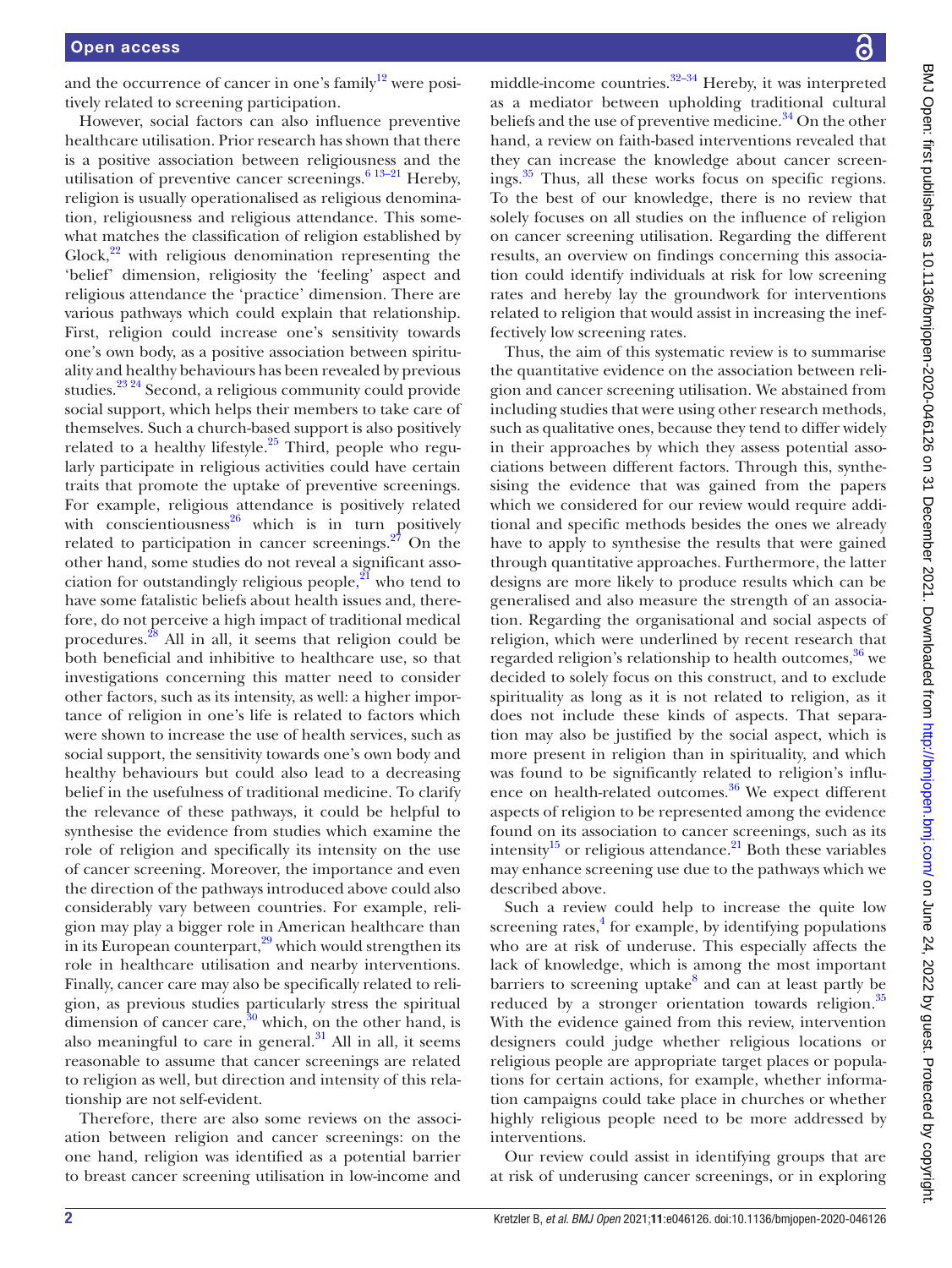and the occurrence of cancer in one's family[12] were positively related to screening participation.

However, social factors can also influence preventive healthcare utilisation. Prior research has shown that there is a positive association between religiousness and the utilisation of preventive cancer screenings.[6 13–21] Hereby, religion is usually operationalised as religious denomination, religiousness and religious attendance. This somewhat matches the classification of religion established by Glock,[22] with religious denomination representing the 'belief' dimension, religiosity the 'feeling' aspect and religious attendance the 'practice' dimension. There are various pathways which could explain that relationship. First, religion could increase one's sensitivity towards one's own body, as a positive association between spirituality and healthy behaviours has been revealed by previous studies.[23 24] Second, a religious community could provide social support, which helps their members to take care of themselves. Such a church-based support is also positively related to a healthy lifestyle.[25] Third, people who regularly participate in religious activities could have certain traits that promote the uptake of preventive screenings. For example, religious attendance is positively related with conscientiousness[26] which is in turn positively related to participation in cancer screenings.[27] On the other hand, some studies do not reveal a significant association for outstandingly religious people,[21] who tend to have some fatalistic beliefs about health issues and, therefore, do not perceive a high impact of traditional medical procedures.[28] All in all, it seems that religion could be both beneficial and inhibitive to healthcare use, so that investigations concerning this matter need to consider other factors, such as its intensity, as well: a higher importance of religion in one's life is related to factors which were shown to increase the use of health services, such as social support, the sensitivity towards one's own body and healthy behaviours but could also lead to a decreasing belief in the usefulness of traditional medicine. To clarify the relevance of these pathways, it could be helpful to synthesise the evidence from studies which examine the role of religion and specifically its intensity on the use of cancer screening. Moreover, the importance and even the direction of the pathways introduced above could also considerably vary between countries. For example, religion may play a bigger role in American healthcare than in its European counterpart,[29] which would strengthen its role in healthcare utilisation and nearby interventions. Finally, cancer care may also be specifically related to religion, as previous studies particularly stress the spiritual dimension of cancer care,[30] which, on the other hand, is also meaningful to care in general.[31] All in all, it seems reasonable to assume that cancer screenings are related to religion as well, but direction and intensity of this relationship are not self-evident.

Therefore, there are also some reviews on the association between religion and cancer screenings: on the one hand, religion was identified as a potential barrier to breast cancer screening utilisation in low-income and middle-income countries.[32–34] Hereby, it was interpreted as a mediator between upholding traditional cultural beliefs and the use of preventive medicine.[34] On the other hand, a review on faith-based interventions revealed that they can increase the knowledge about cancer screenings.[35] Thus, all these works focus on specific regions. To the best of our knowledge, there is no review that solely focuses on all studies on the influence of religion on cancer screening utilisation. Regarding the different results, an overview on findings concerning this association could identify individuals at risk for low screening rates and hereby lay the groundwork for interventions related to religion that would assist in increasing the ineffectively low screening rates.

Thus, the aim of this systematic review is to summarise the quantitative evidence on the association between religion and cancer screening utilisation. We abstained from including studies that were using other research methods, such as qualitative ones, because they tend to differ widely in their approaches by which they assess potential associations between different factors. Through this, synthesising the evidence that was gained from the papers which we considered for our review would require additional and specific methods besides the ones we already have to apply to synthesise the results that were gained through quantitative approaches. Furthermore, the latter designs are more likely to produce results which can be generalised and also measure the strength of an association. Regarding the organisational and social aspects of religion, which were underlined by recent research that regarded religion's relationship to health outcomes,[36] we decided to solely focus on this construct, and to exclude spirituality as long as it is not related to religion, as it does not include these kinds of aspects. That separation may also be justified by the social aspect, which is more present in religion than in spirituality, and which was found to be significantly related to religion's influence on health-related outcomes.[36] We expect different aspects of religion to be represented among the evidence found on its association to cancer screenings, such as its intensity[15] or religious attendance.[21] Both these variables may enhance screening use due to the pathways which we described above.

Such a review could help to increase the quite low screening rates,[4] for example, by identifying populations who are at risk of underuse. This especially affects the lack of knowledge, which is among the most important barriers to screening uptake[8] and can at least partly be reduced by a stronger orientation towards religion.[35] With the evidence gained from this review, intervention designers could judge whether religious locations or religious people are appropriate target places or populations for certain actions, for example, whether information campaigns could take place in churches or whether highly religious people need to be more addressed by interventions.

Our review could assist in identifying groups that are at risk of underusing cancer screenings, or in exploring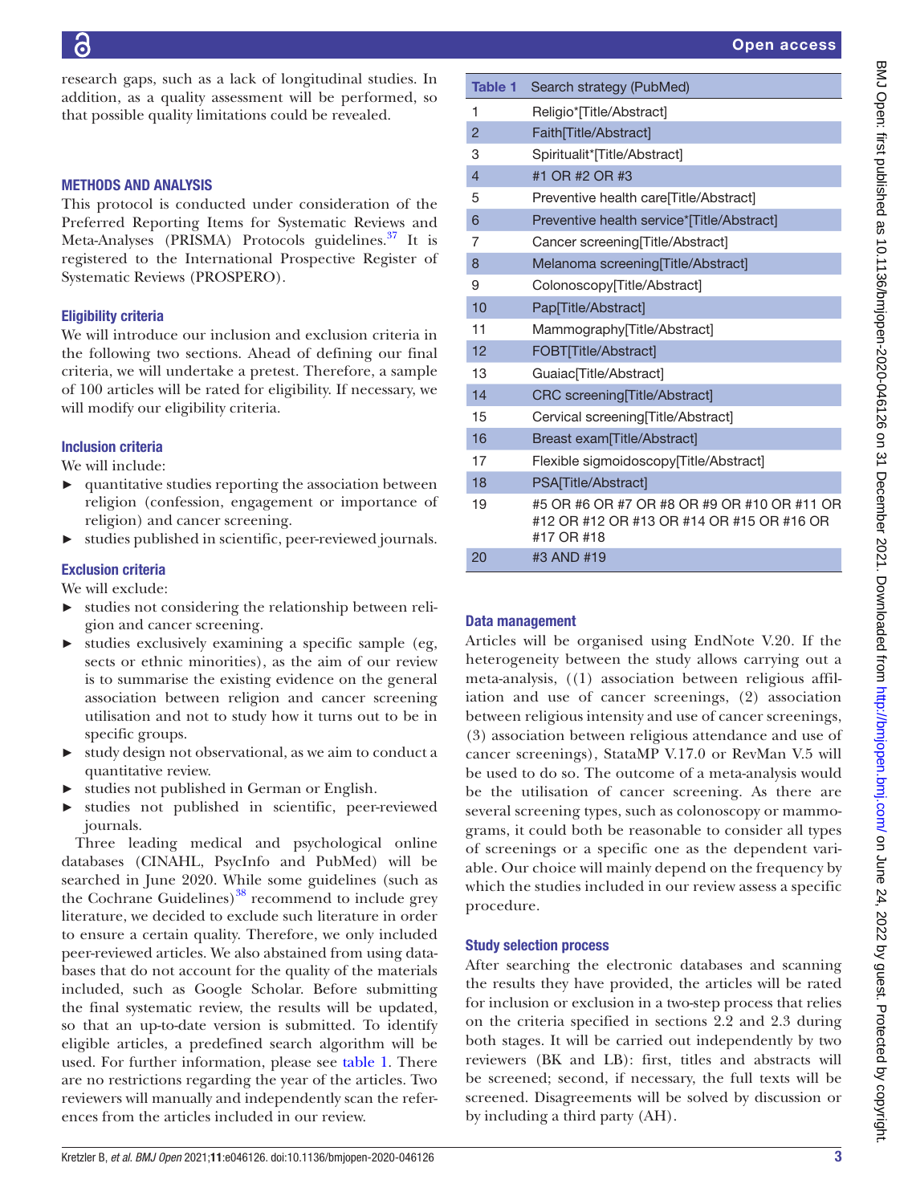research gaps, such as a lack of longitudinal studies. In addition, as a quality assessment will be performed, so that possible quality limitations could be revealed.

## METHODS AND ANALYSIS

This protocol is conducted under consideration of the Preferred Reporting Items for Systematic Reviews and Meta-Analyses (PRISMA) Protocols guidelines.[37] It is registered to the International Prospective Register of Systematic Reviews (PROSPERO).

### Eligibility criteria

We will introduce our inclusion and exclusion criteria in the following two sections. Ahead of defining our final criteria, we will undertake a pretest. Therefore, a sample of 100 articles will be rated for eligibility. If necessary, we will modify our eligibility criteria.

### Inclusion criteria

We will include:

- quantitative studies reporting the association between religion (confession, engagement or importance of religion) and cancer screening.
- studies published in scientific, peer-reviewed journals.

### Exclusion criteria

We will exclude:

- studies not considering the relationship between religion and cancer screening.
- studies exclusively examining a specific sample (eg, sects or ethnic minorities), as the aim of our review is to summarise the existing evidence on the general association between religion and cancer screening utilisation and not to study how it turns out to be in specific groups.
- study design not observational, as we aim to conduct a quantitative review.
- studies not published in German or English.
- studies not published in scientific, peer-reviewed journals.

Three leading medical and psychological online databases (CINAHL, PsycInfo and PubMed) will be searched in June 2020. While some guidelines (such as the Cochrane Guidelines)[38] recommend to include grey literature, we decided to exclude such literature in order to ensure a certain quality. Therefore, we only included peer-reviewed articles. We also abstained from using databases that do not account for the quality of the materials included, such as Google Scholar. Before submitting the final systematic review, the results will be updated, so that an up-to-date version is submitted. To identify eligible articles, a predefined search algorithm will be used. For further information, please see table 1. There are no restrictions regarding the year of the articles. Two reviewers will manually and independently scan the references from the articles included in our review.

| Table 1 | Search strategy (PubMed) |
|---|---|
| 1 | Religio*[Title/Abstract] |
| 2 | Faith[Title/Abstract] |
| 3 | Spiritualit*[Title/Abstract] |
| 4 | #1 OR #2 OR #3 |
| 5 | Preventive health care[Title/Abstract] |
| 6 | Preventive health service*[Title/Abstract] |
| 7 | Cancer screening[Title/Abstract] |
| 8 | Melanoma screening[Title/Abstract] |
| 9 | Colonoscopy[Title/Abstract] |
| 10 | Pap[Title/Abstract] |
| 11 | Mammography[Title/Abstract] |
| 12 | FOBT[Title/Abstract] |
| 13 | Guaiac[Title/Abstract] |
| 14 | CRC screening[Title/Abstract] |
| 15 | Cervical screening[Title/Abstract] |
| 16 | Breast exam[Title/Abstract] |
| 17 | Flexible sigmoidoscopy[Title/Abstract] |
| 18 | PSA[Title/Abstract] |
| 19 | #5 OR #6 OR #7 OR #8 OR #9 OR #10 OR #11 OR #12 OR #12 OR #13 OR #14 OR #15 OR #16 OR #17 OR #18 |
| 20 | #3 AND #19 |

### Data management

Articles will be organised using EndNote V.20. If the heterogeneity between the study allows carrying out a meta-analysis, ((1) association between religious affiliation and use of cancer screenings, (2) association between religious intensity and use of cancer screenings, (3) association between religious attendance and use of cancer screenings) StataMP V.17.0 or RevMan V.5 will be used to do so. The outcome of a meta-analysis would be the utilisation of cancer screening. As there are several screening types, such as colonoscopy or mammograms, it could both be reasonable to consider all types of screenings or a specific one as the dependent variable. Our choice will mainly depend on the frequency by which the studies included in our review assess a specific procedure.

### Study selection process

After searching the electronic databases and scanning the results they have provided, the articles will be rated for inclusion or exclusion in a two-step process that relies on the criteria specified in sections 2.2 and 2.3 during both stages. It will be carried out independently by two reviewers (BK and LB): first, titles and abstracts will be screened; second, if necessary, the full texts will be screened. Disagreements will be solved by discussion or by including a third party (AH).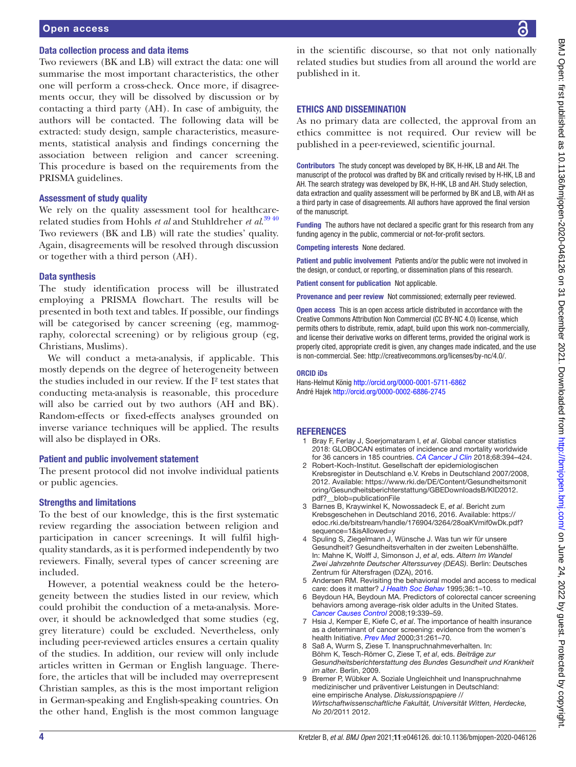### Data collection process and data items

Two reviewers (BK and LB) will extract the data: one will summarise the most important characteristics, the other one will perform a cross-check. Once more, if disagreements occur, they will be dissolved by discussion or by contacting a third party (AH). In case of ambiguity, the authors will be contacted. The following data will be extracted: study design, sample characteristics, measurements, statistical analysis and findings concerning the association between religion and cancer screening. This procedure is based on the requirements from the PRISMA guidelines.

### Assessment of study quality

We rely on the quality assessment tool for healthcare-related studies from Hohls *et al* and Stuhldreher *et al*.[39 40] Two reviewers (BK and LB) will rate the studies' quality. Again, disagreements will be resolved through discussion or together with a third person (AH).

### Data synthesis

The study identification process will be illustrated employing a PRISMA flowchart. The results will be presented in both text and tables. If possible, our findings will be categorised by cancer screening (eg, mammography, colorectal screening) or by religious group (eg, Christians, Muslims).

We will conduct a meta-analysis, if applicable. This mostly depends on the degree of heterogeneity between the studies included in our review. If the $I^2$ test states that conducting meta-analysis is reasonable, this procedure will also be carried out by two authors (AH and BK). Random-effects or fixed-effects analyses grounded on inverse variance techniques will be applied. The results will also be displayed in ORs.

### Patient and public involvement statement

The present protocol did not involve individual patients or public agencies.

### Strengths and limitations

To the best of our knowledge, this is the first systematic review regarding the association between religion and participation in cancer screenings. It will fulfil high-quality standards, as it is performed independently by two reviewers. Finally, several types of cancer screening are included.

However, a potential weakness could be the heterogeneity between the studies listed in our review, which could prohibit the conduction of a meta-analysis. Moreover, it should be acknowledged that some studies (eg, grey literature) could be excluded. Nevertheless, only including peer-reviewed articles ensures a certain quality of the studies. In addition, our review will only include articles written in German or English language. Therefore, the articles that will be included may overrepresent Christian samples, as this is the most important religion in German-speaking and English-speaking countries. On the other hand, English is the most common language in the scientific discourse, so that not only nationally related studies but studies from all around the world are published in it.

## ETHICS AND DISSEMINATION

As no primary data are collected, the approval from an ethics committee is not required. Our review will be published in a peer-reviewed, scientific journal.

**Contributors** The study concept was developed by BK, H-HK, LB and AH. The manuscript of the protocol was drafted by BK and critically revised by H-HK, LB and AH. The search strategy was developed by BK, H-HK, LB and AH. Study selection, data extraction and quality assessment will be performed by BK and LB, with AH as a third party in case of disagreements. All authors have approved the final version of the manuscript.

**Funding** The authors have not declared a specific grant for this research from any funding agency in the public, commercial or not-for-profit sectors.

**Competing interests** None declared.

**Patient and public involvement** Patients and/or the public were not involved in the design, or conduct, or reporting, or dissemination plans of this research.

**Patient consent for publication** Not applicable.

**Provenance and peer review** Not commissioned; externally peer reviewed.

**Open access** This is an open access article distributed in accordance with the Creative Commons Attribution Non Commercial (CC BY-NC 4.0) license, which permits others to distribute, remix, adapt, build upon this work non-commercially, and license their derivative works on different terms, provided the original work is properly cited, appropriate credit is given, any changes made indicated, and the use is non-commercial. See: http://creativecommons.org/licenses/by-nc/4.0/.

**ORCID iDs**

Hans-Helmut König http://orcid.org/0000-0001-5711-6862
André Hajek http://orcid.org/0000-0002-6886-2745

## REFERENCES

1. Bray F, Ferlay J, Soerjomataram I, *et al*. Global cancer statistics 2018: GLOBOCAN estimates of incidence and mortality worldwide for 36 cancers in 185 countries. *CA Cancer J Clin* 2018;68:394–424.
2. Robert-Koch-Institut. Gesellschaft der epidemiologischen Krebsregister in Deutschland e.V. Krebs in Deutschland 2007/2008, 2012. Available: https://www.rki.de/DE/Content/Gesundheitsmonitoring/Gesundheitsberichterstattung/GBEDownloadsB/KID2012.pdf?__blob=publicationFile
3. Barnes B, Kraywinkel K, Nowossadeck E, *et al*. Bericht zum Krebsgeschehen in Deutschland 2016, 2016. Available: https://edoc.rki.de/bitstream/handle/176904/3264/28oaKVmif0wDk.pdf?sequence=1&isAllowed=y
4. Spuling S, Ziegelmann J, Wünsche J. Was tun wir für unsere Gesundheit? Gesundheitsverhalten in der zweiten Lebenshälfte. In: Mahne K, Wolff J, Simonson J, *et al*, eds. *Altern Im Wandel Zwei Jahrzehnte Deutscher Alterssurvey (DEAS)*. Berlin: Deutsches Zentrum für Altersfragen (DZA), 2016.
5. Andersen RM. Revisiting the behavioral model and access to medical care: does it matter? *J Health Soc Behav* 1995;36:1–10.
6. Beydoun HA, Beydoun MA. Predictors of colorectal cancer screening behaviors among average-risk older adults in the United States. *Cancer Causes Control* 2008;19:339–59.
7. Hsia J, Kemper E, Kiefe C, *et al*. The importance of health insurance as a determinant of cancer screening: evidence from the women's health Initiative. *Prev Med* 2000;31:261–70.
8. Saß A, Wurm S, Ziese T. Inanspruchnahmeverhalten. In: Böhm K, Tesch-Römer C, Ziese T, *et al*, eds. *Beiträge zur Gesundheitsberichterstattung des Bundes Gesundheit und Krankheit im alter*. Berlin, 2009.
9. Bremer P, Wübker A. Soziale Ungleichheit und Inanspruchnahme medizinischer und präventiver Leistungen in Deutschland: eine empirische Analyse. *Diskussionspapiere // Wirtschaftswissenschaftliche Fakultät, Universität Witten, Herdecke, No 20*/2011 2012.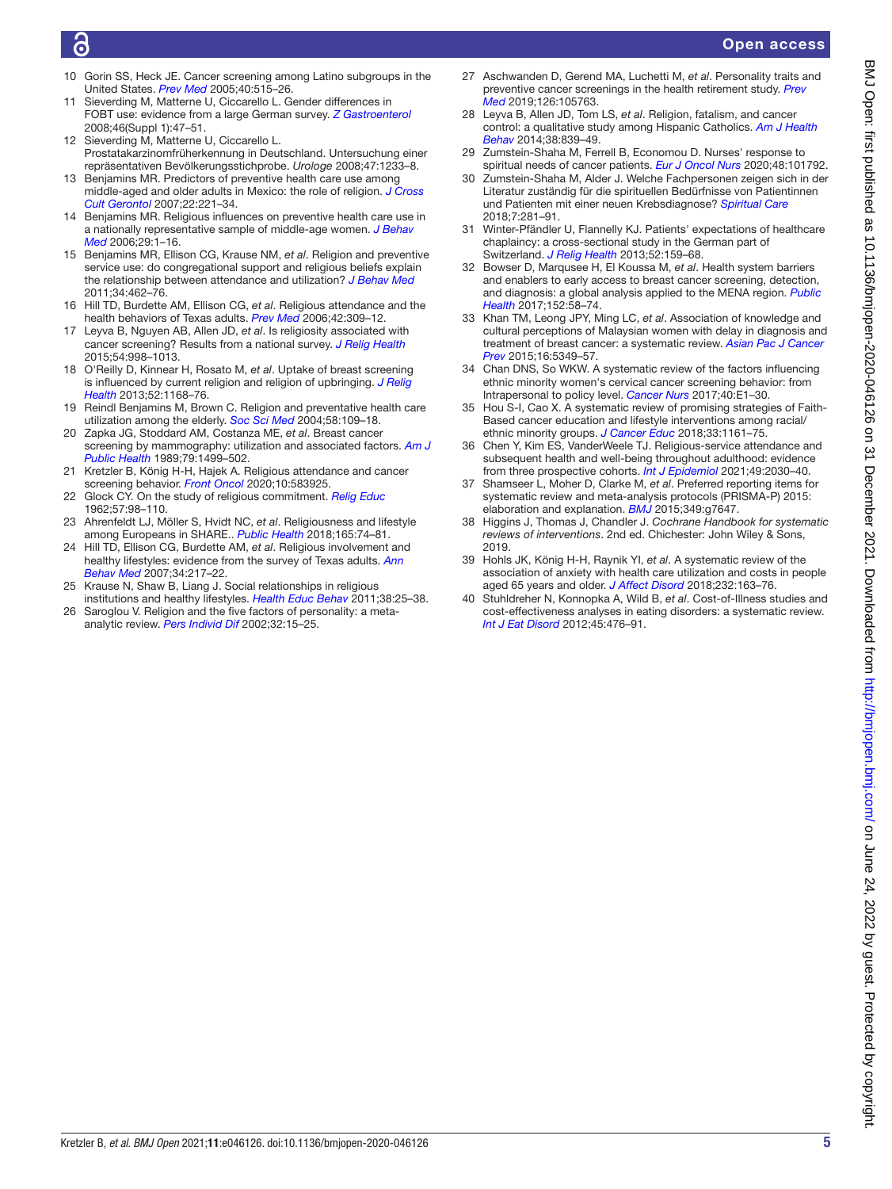10. Gorin SS, Heck JE. Cancer screening among Latino subgroups in the United States. *Prev Med* 2005;40:515–26.
11. Sieverding M, Matterne U, Ciccarello L. Gender differences in FOBT use: evidence from a large German survey. *Z Gastroenterol* 2008;46(Suppl 1):47–51.
12. Sieverding M, Matterne U, Ciccarello L. Prostatakarzinomfrüherkennung in Deutschland. Untersuchung einer repräsentativen Bevölkerungsstichprobe. *Urologe* 2008;47:1233–8.
13. Benjamins MR. Predictors of preventive health care use among middle-aged and older adults in Mexico: the role of religion. *J Cross Cult Gerontol* 2007;22:221–34.
14. Benjamins MR. Religious influences on preventive health care use in a nationally representative sample of middle-age women. *J Behav Med* 2006;29:1–16.
15. Benjamins MR, Ellison CG, Krause NM, *et al*. Religion and preventive service use: do congregational support and religious beliefs explain the relationship between attendance and utilization? *J Behav Med* 2011;34:462–76.
16. Hill TD, Burdette AM, Ellison CG, *et al*. Religious attendance and the health behaviors of Texas adults. *Prev Med* 2006;42:309–12.
17. Leyva B, Nguyen AB, Allen JD, *et al*. Is religiosity associated with cancer screening? Results from a national survey. *J Relig Health* 2015;54:998–1013.
18. O'Reilly D, Kinnear H, Rosato M, *et al*. Uptake of breast screening is influenced by current religion and religion of upbringing. *J Relig Health* 2013;52:1168–76.
19. Reindl Benjamins M, Brown C. Religion and preventative health care utilization among the elderly. *Soc Sci Med* 2004;58:109–18.
20. Zapka JG, Stoddard AM, Costanza ME, *et al*. Breast cancer screening by mammography: utilization and associated factors. *Am J Public Health* 1989;79:1499–502.
21. Kretzler B, König H-H, Hajek A. Religious attendance and cancer screening behavior. *Front Oncol* 2020;10:583925.
22. Glock CY. On the study of religious commitment. *Relig Educ* 1962;57:98–110.
23. Ahrenfeldt LJ, Möller S, Hvidt NC, *et al*. Religiousness and lifestyle among Europeans in SHARE.. *Public Health* 2018;165:74–81.
24. Hill TD, Ellison CG, Burdette AM, *et al*. Religious involvement and healthy lifestyles: evidence from the survey of Texas adults. *Ann Behav Med* 2007;34:217–22.
25. Krause N, Shaw B, Liang J. Social relationships in religious institutions and healthy lifestyles. *Health Educ Behav* 2011;38:25–38.
26. Saroglou V. Religion and the five factors of personality: a meta-analytic review. *Pers Individ Dif* 2002;32:15–25.
27. Aschwanden D, Gerend MA, Luchetti M, *et al*. Personality traits and preventive cancer screenings in the health retirement study. *Prev Med* 2019;126:105763.
28. Leyva B, Allen JD, Tom LS, *et al*. Religion, fatalism, and cancer control: a qualitative study among Hispanic Catholics. *Am J Health Behav* 2014;38:839–49.
29. Zumstein-Shaha M, Ferrell B, Economou D. Nurses' response to spiritual needs of cancer patients. *Eur J Oncol Nurs* 2020;48:101792.
30. Zumstein-Shaha M, Alder J. Welche Fachpersonen zeigen sich in der Literatur zuständig für die spirituellen Bedürfnisse von Patientinnen und Patienten mit einer neuen Krebsdiagnose? *Spiritual Care* 2018;7:281–91.
31. Winter-Pfändler U, Flannelly KJ. Patients' expectations of healthcare chaplaincy: a cross-sectional study in the German part of Switzerland. *J Relig Health* 2013;52:159–68.
32. Bowser D, Marqusee H, El Koussa M, *et al*. Health system barriers and enablers to early access to breast cancer screening, detection, and diagnosis: a global analysis applied to the MENA region. *Public Health* 2017;152:58–74.
33. Khan TM, Leong JPY, Ming LC, *et al*. Association of knowledge and cultural perceptions of Malaysian women with delay in diagnosis and treatment of breast cancer: a systematic review. *Asian Pac J Cancer Prev* 2015;16:5349–57.
34. Chan DNS, So WKW. A systematic review of the factors influencing ethnic minority women's cervical cancer screening behavior: from Intrapersonal to policy level. *Cancer Nurs* 2017;40:E1–30.
35. Hou S-I, Cao X. A systematic review of promising strategies of Faith-Based cancer education and lifestyle interventions among racial/ethnic minority groups. *J Cancer Educ* 2018;33:1161–75.
36. Chen Y, Kim ES, VanderWeele TJ. Religious-service attendance and subsequent health and well-being throughout adulthood: evidence from three prospective cohorts. *Int J Epidemiol* 2021;49:2030–40.
37. Shamseer L, Moher D, Clarke M, *et al*. Preferred reporting items for systematic review and meta-analysis protocols (PRISMA-P) 2015: elaboration and explanation. *BMJ* 2015;349:g7647.
38. Higgins J, Thomas J, Chandler J. *Cochrane Handbook for systematic reviews of interventions*. 2nd ed. Chichester: John Wiley & Sons, 2019.
39. Hohls JK, König H-H, Raynik YI, *et al*. A systematic review of the association of anxiety with health care utilization and costs in people aged 65 years and older. *J Affect Disord* 2018;232:163–76.
40. Stuhldreher N, Konnopka A, Wild B, *et al*. Cost-of-Illness studies and cost-effectiveness analyses in eating disorders: a systematic review. *Int J Eat Disord* 2012;45:476–91.